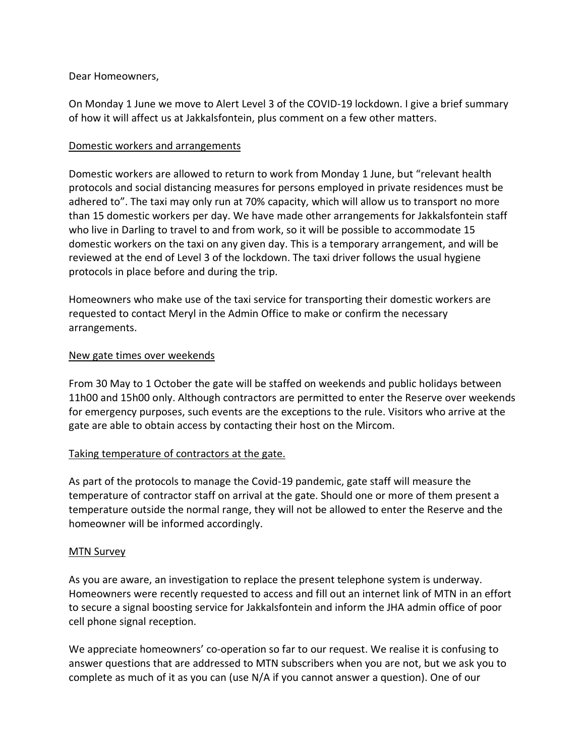Dear Homeowners,

On Monday 1 June we move to Alert Level 3 of the COVID-19 lockdown. I give a brief summary of how it will affect us at Jakkalsfontein, plus comment on a few other matters.

## Domestic workers and arrangements

Domestic workers are allowed to return to work from Monday 1 June, but "relevant health protocols and social distancing measures for persons employed in private residences must be adhered to". The taxi may only run at 70% capacity, which will allow us to transport no more than 15 domestic workers per day. We have made other arrangements for Jakkalsfontein staff who live in Darling to travel to and from work, so it will be possible to accommodate 15 domestic workers on the taxi on any given day. This is a temporary arrangement, and will be reviewed at the end of Level 3 of the lockdown. The taxi driver follows the usual hygiene protocols in place before and during the trip.

Homeowners who make use of the taxi service for transporting their domestic workers are requested to contact Meryl in the Admin Office to make or confirm the necessary arrangements.

## New gate times over weekends

From 30 May to 1 October the gate will be staffed on weekends and public holidays between 11h00 and 15h00 only. Although contractors are permitted to enter the Reserve over weekends for emergency purposes, such events are the exceptions to the rule. Visitors who arrive at the gate are able to obtain access by contacting their host on the Mircom.

## Taking temperature of contractors at the gate.

As part of the protocols to manage the Covid-19 pandemic, gate staff will measure the temperature of contractor staff on arrival at the gate. Should one or more of them present a temperature outside the normal range, they will not be allowed to enter the Reserve and the homeowner will be informed accordingly.

## MTN Survey

As you are aware, an investigation to replace the present telephone system is underway. Homeowners were recently requested to access and fill out an internet link of MTN in an effort to secure a signal boosting service for Jakkalsfontein and inform the JHA admin office of poor cell phone signal reception.

We appreciate homeowners' co-operation so far to our request. We realise it is confusing to answer questions that are addressed to MTN subscribers when you are not, but we ask you to complete as much of it as you can (use N/A if you cannot answer a question). One of our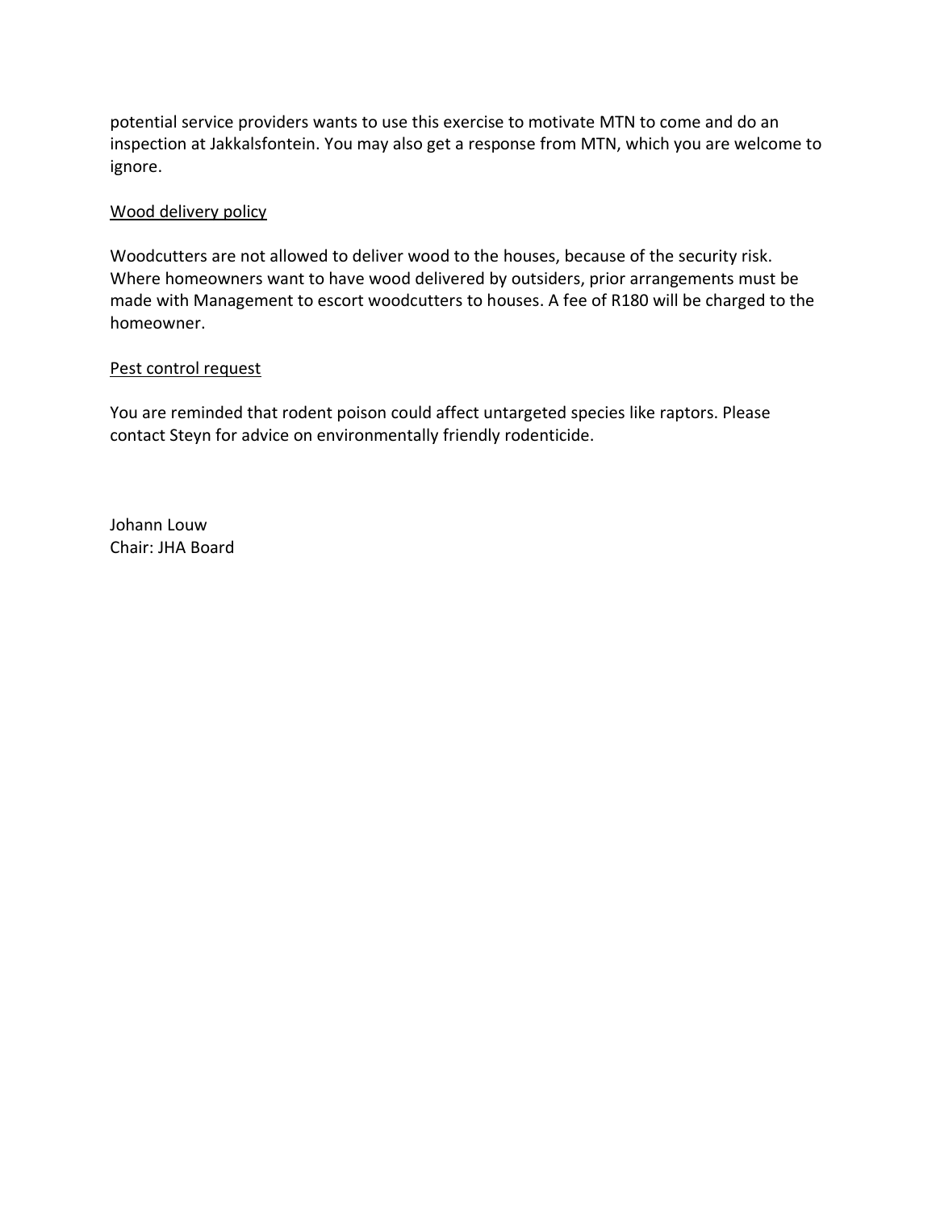potential service providers wants to use this exercise to motivate MTN to come and do an inspection at Jakkalsfontein. You may also get a response from MTN, which you are welcome to ignore.

<u>Wood delivery policy</u>

Woodcutters are not allowed to deliver wood to the houses, because of the security risk. Where homeowners want to have wood delivered by outsiders, prior arrangements must be made with Management to escort woodcutters to houses. A fee of R180 will be charged to the homeowner.

<u>Pest control request</u>

You are reminded that rodent poison could affect untargeted species like raptors. Please contact Steyn for advice on environmentally friendly rodenticide.

Johann Louw
Chair: JHA Board